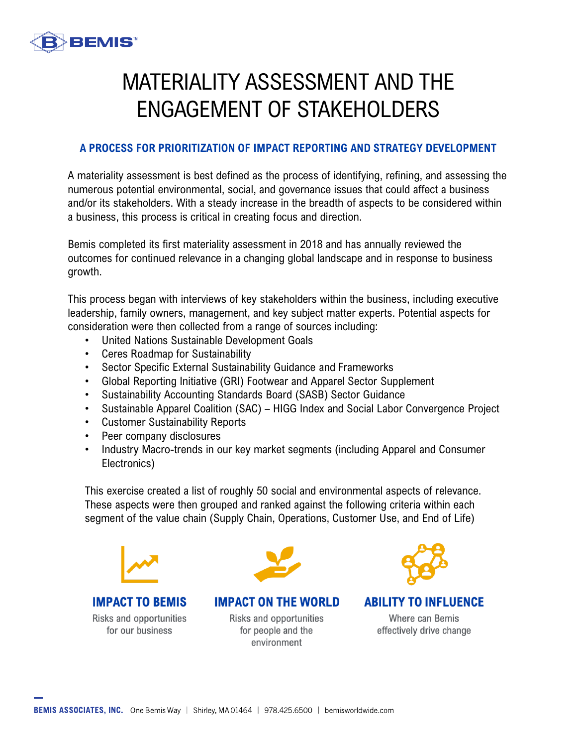# MATERIALITY ASSESSMENT AND THE ENGAGEMENT OF STAKEHOLDERS

## A PROCESS FOR PRIORITIZATION OF IMPACT REPORTING AND STRATEGY DEVELOPMENT

A materiality assessment is best defined as the process of identifying, refining, and assessing the numerous potential environmental, social, and governance issues that could affect a business and/or its stakeholders. With a steady increase in the breadth of aspects to be considered within a business, this process is critical in creating focus and direction.

Bemis completed its first materiality assessment in 2018 and has annually reviewed the outcomes for continued relevance in a changing global landscape and in response to business growth.

This process began with interviews of key stakeholders within the business, including executive leadership, family owners, management, and key subject matter experts. Potential aspects for consideration were then collected from a range of sources including:

- United Nations Sustainable Development Goals
- Ceres Roadmap for Sustainability
- Sector Specific External Sustainability Guidance and Frameworks
- Global Reporting Initiative (GRI) Footwear and Apparel Sector Supplement
- Sustainability Accounting Standards Board (SASB) Sector Guidance
- Sustainable Apparel Coalition (SAC) – HIGG Index and Social Labor Convergence Project
- Customer Sustainability Reports
- Peer company disclosures
- Industry Macro-trends in our key market segments (including Apparel and Consumer Electronics)

This exercise created a list of roughly 50 social and environmental aspects of relevance. These aspects were then grouped and ranked against the following criteria within each segment of the value chain (Supply Chain, Operations, Customer Use, and End of Life)

**IMPACT TO BEMIS**
Risks and opportunities for our business

**IMPACT ON THE WORLD**
Risks and opportunities for people and the environment

**ABILITY TO INFLUENCE**
Where can Bemis effectively drive change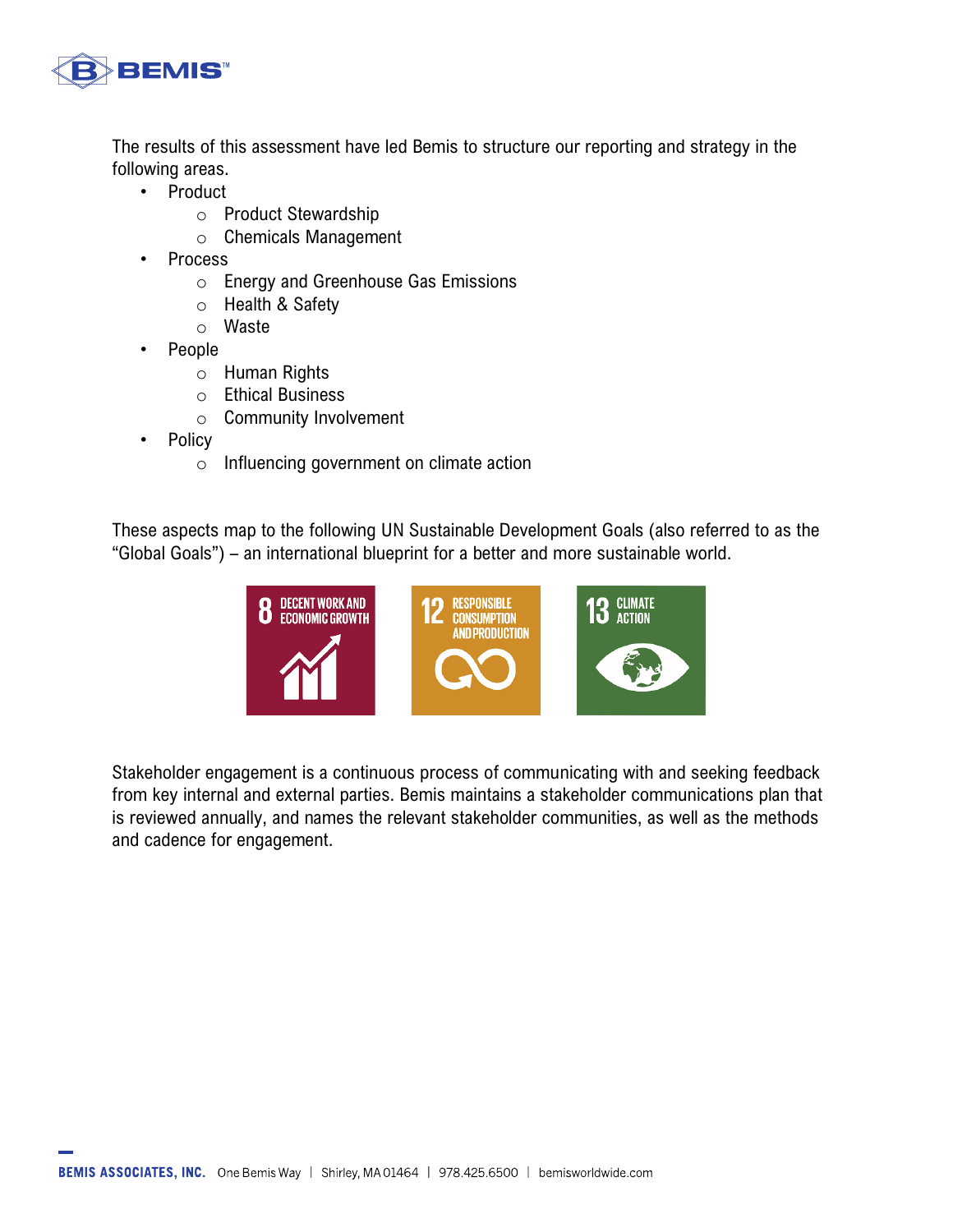The results of this assessment have led Bemis to structure our reporting and strategy in the following areas.

- Product
  - Product Stewardship
  - Chemicals Management
- Process
  - Energy and Greenhouse Gas Emissions
  - Health & Safety
  - Waste
- People
  - Human Rights
  - Ethical Business
  - Community Involvement
- Policy
  - Influencing government on climate action

These aspects map to the following UN Sustainable Development Goals (also referred to as the "Global Goals") – an international blueprint for a better and more sustainable world.

8 DECENT WORK AND ECONOMIC GROWTH

12 RESPONSIBLE CONSUMPTION AND PRODUCTION

13 CLIMATE ACTION

Stakeholder engagement is a continuous process of communicating with and seeking feedback from key internal and external parties. Bemis maintains a stakeholder communications plan that is reviewed annually, and names the relevant stakeholder communities, as well as the methods and cadence for engagement.